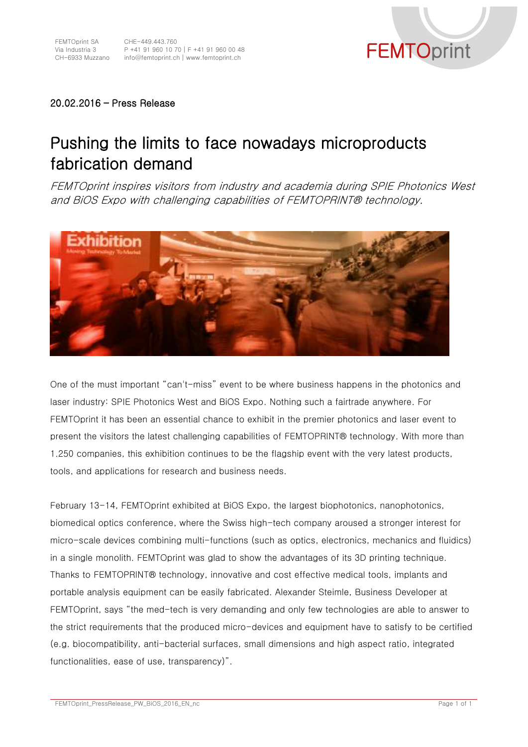FEMTOprint SA
Via Industria 3
CH-6933 Muzzano

CHE-449.443.760
P +41 91 960 10 70 | F +41 91 960 00 48
info@femtoprint.ch | www.femtoprint.ch

20.02.2016 – Press Release

# Pushing the limits to face nowadays microproducts fabrication demand

*FEMTOprint inspires visitors from industry and academia during SPIE Photonics West and BiOS Expo with challenging capabilities of FEMTOPRINT® technology.*

One of the must important "can't-miss" event to be where business happens in the photonics and laser industry: SPIE Photonics West and BiOS Expo. Nothing such a fairtrade anywhere. For FEMTOprint it has been an essential chance to exhibit in the premier photonics and laser event to present the visitors the latest challenging capabilities of FEMTOPRINT® technology. With more than 1.250 companies, this exhibition continues to be the flagship event with the very latest products, tools, and applications for research and business needs.

February 13-14, FEMTOprint exhibited at BiOS Expo, the largest biophotonics, nanophotonics, biomedical optics conference, where the Swiss high-tech company aroused a stronger interest for micro-scale devices combining multi-functions (such as optics, electronics, mechanics and fluidics) in a single monolith. FEMTOprint was glad to show the advantages of its 3D printing technique. Thanks to FEMTOPRINT® technology, innovative and cost effective medical tools, implants and portable analysis equipment can be easily fabricated. Alexander Steimle, Business Developer at FEMTOprint, says "the med-tech is very demanding and only few technologies are able to answer to the strict requirements that the produced micro-devices and equipment have to satisfy to be certified (e.g. biocompatibility, anti-bacterial surfaces, small dimensions and high aspect ratio, integrated functionalities, ease of use, transparency)".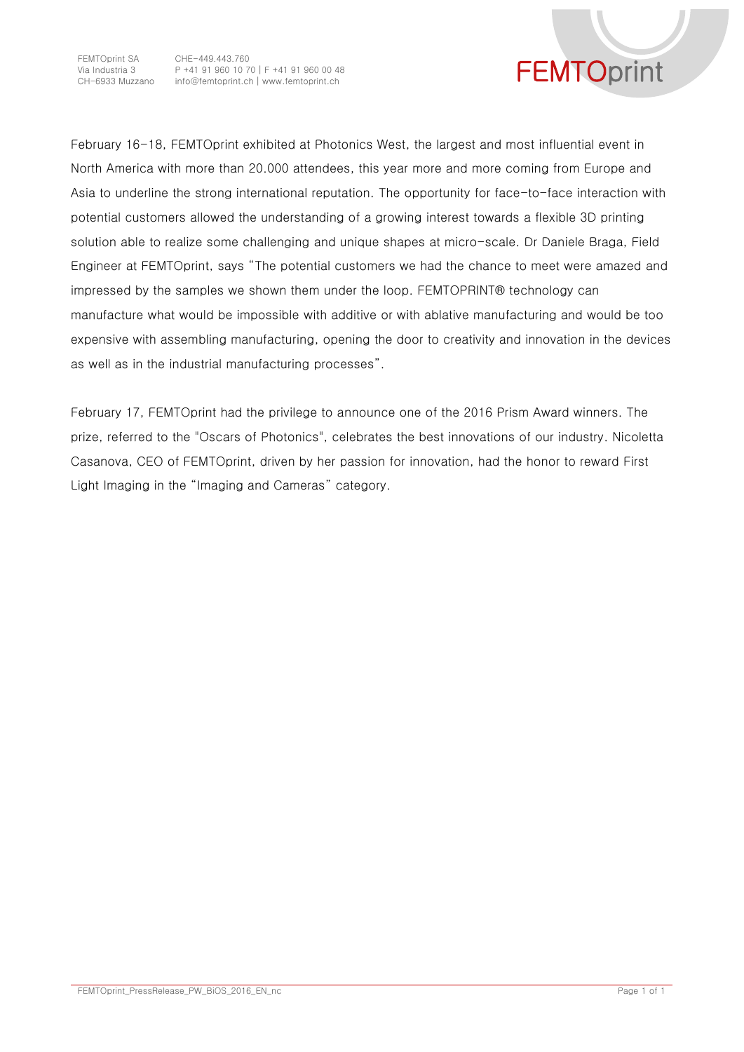February 16-18, FEMTOprint exhibited at Photonics West, the largest and most influential event in North America with more than 20.000 attendees, this year more and more coming from Europe and Asia to underline the strong international reputation. The opportunity for face-to-face interaction with potential customers allowed the understanding of a growing interest towards a flexible 3D printing solution able to realize some challenging and unique shapes at micro-scale. Dr Daniele Braga, Field Engineer at FEMTOprint, says "The potential customers we had the chance to meet were amazed and impressed by the samples we shown them under the loop. FEMTOPRINT® technology can manufacture what would be impossible with additive or with ablative manufacturing and would be too expensive with assembling manufacturing, opening the door to creativity and innovation in the devices as well as in the industrial manufacturing processes".

February 17, FEMTOprint had the privilege to announce one of the 2016 Prism Award winners. The prize, referred to the "Oscars of Photonics", celebrates the best innovations of our industry. Nicoletta Casanova, CEO of FEMTOprint, driven by her passion for innovation, had the honor to reward First Light Imaging in the "Imaging and Cameras" category.